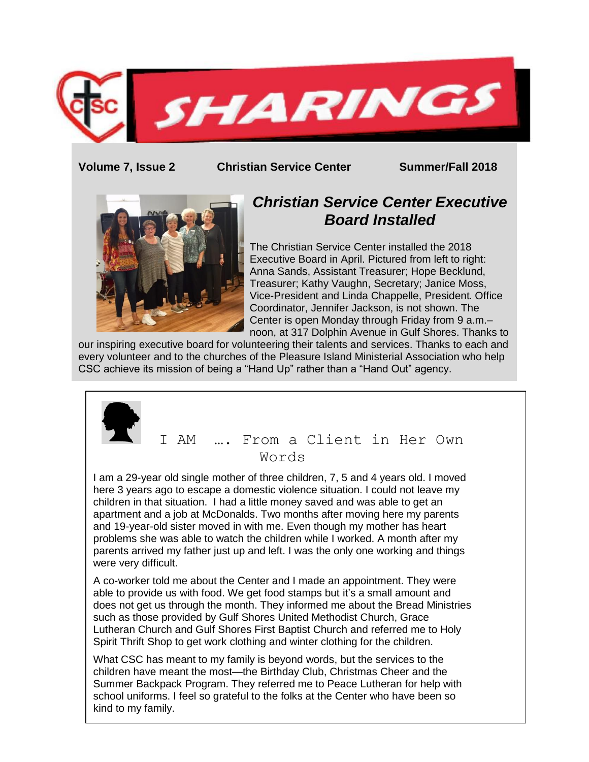# SHARINGS

**Volume 7, Issue 2** **Christian Service Center** **Summer/Fall 2018**

## *Christian Service Center Executive Board Installed*

The Christian Service Center installed the 2018 Executive Board in April. Pictured from left to right: Anna Sands, Assistant Treasurer; Hope Becklund, Treasurer; Kathy Vaughn, Secretary; Janice Moss, Vice-President and Linda Chappelle, President. Office Coordinator, Jennifer Jackson, is not shown. The Center is open Monday through Friday from 9 a.m.–noon, at 317 Dolphin Avenue in Gulf Shores. Thanks to our inspiring executive board for volunteering their talents and services. Thanks to each and every volunteer and to the churches of the Pleasure Island Ministerial Association who help CSC achieve its mission of being a "Hand Up" rather than a "Hand Out" agency.

## I AM …. From a Client in Her Own Words

I am a 29-year old single mother of three children, 7, 5 and 4 years old. I moved here 3 years ago to escape a domestic violence situation. I could not leave my children in that situation. I had a little money saved and was able to get an apartment and a job at McDonalds. Two months after moving here my parents and 19-year-old sister moved in with me. Even though my mother has heart problems she was able to watch the children while I worked. A month after my parents arrived my father just up and left. I was the only one working and things were very difficult.

A co-worker told me about the Center and I made an appointment. They were able to provide us with food. We get food stamps but it's a small amount and does not get us through the month. They informed me about the Bread Ministries such as those provided by Gulf Shores United Methodist Church, Grace Lutheran Church and Gulf Shores First Baptist Church and referred me to Holy Spirit Thrift Shop to get work clothing and winter clothing for the children.

What CSC has meant to my family is beyond words, but the services to the children have meant the most—the Birthday Club, Christmas Cheer and the Summer Backpack Program. They referred me to Peace Lutheran for help with school uniforms. I feel so grateful to the folks at the Center who have been so kind to my family.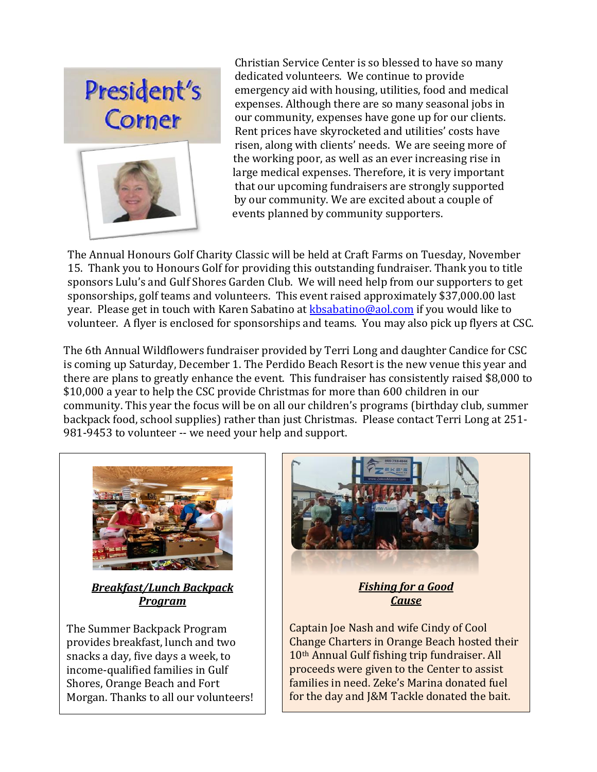# President's Corner

Christian Service Center is so blessed to have so many dedicated volunteers. We continue to provide emergency aid with housing, utilities, food and medical expenses. Although there are so many seasonal jobs in our community, expenses have gone up for our clients. Rent prices have skyrocketed and utilities' costs have risen, along with clients' needs. We are seeing more of the working poor, as well as an ever increasing rise in large medical expenses. Therefore, it is very important that our upcoming fundraisers are strongly supported by our community. We are excited about a couple of events planned by community supporters.

The Annual Honours Golf Charity Classic will be held at Craft Farms on Tuesday, November 15. Thank you to Honours Golf for providing this outstanding fundraiser. Thank you to title sponsors Lulu's and Gulf Shores Garden Club. We will need help from our supporters to get sponsorships, golf teams and volunteers. This event raised approximately $37,000.00 last year. Please get in touch with Karen Sabatino at kbsabatino@aol.com if you would like to volunteer. A flyer is enclosed for sponsorships and teams. You may also pick up flyers at CSC.

The 6th Annual Wildflowers fundraiser provided by Terri Long and daughter Candice for CSC is coming up Saturday, December 1. The Perdido Beach Resort is the new venue this year and there are plans to greatly enhance the event. This fundraiser has consistently raised $8,000 to $10,000 a year to help the CSC provide Christmas for more than 600 children in our community. This year the focus will be on all our children's programs (birthday club, summer backpack food, school supplies) rather than just Christmas. Please contact Terri Long at 251-981-9453 to volunteer -- we need your help and support.

***Breakfast/Lunch Backpack Program***

The Summer Backpack Program provides breakfast, lunch and two snacks a day, five days a week, to income-qualified families in Gulf Shores, Orange Beach and Fort Morgan. Thanks to all our volunteers!

***Fishing for a Good Cause***

Captain Joe Nash and wife Cindy of Cool Change Charters in Orange Beach hosted their 10th Annual Gulf fishing trip fundraiser. All proceeds were given to the Center to assist families in need. Zeke's Marina donated fuel for the day and J&M Tackle donated the bait.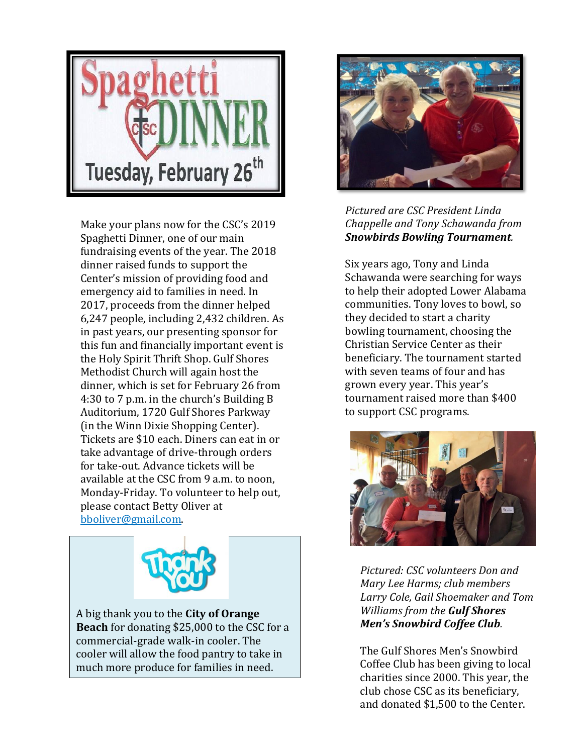# Spaghetti DINNER

## Tuesday, February 26th

Make your plans now for the CSC's 2019 Spaghetti Dinner, one of our main fundraising events of the year. The 2018 dinner raised funds to support the Center's mission of providing food and emergency aid to families in need. In 2017, proceeds from the dinner helped 6,247 people, including 2,432 children. As in past years, our presenting sponsor for this fun and financially important event is the Holy Spirit Thrift Shop. Gulf Shores Methodist Church will again host the dinner, which is set for February 26 from 4:30 to 7 p.m. in the church's Building B Auditorium, 1720 Gulf Shores Parkway (in the Winn Dixie Shopping Center). Tickets are $10 each. Diners can eat in or take advantage of drive-through orders for take-out. Advance tickets will be available at the CSC from 9 a.m. to noon, Monday-Friday. To volunteer to help out, please contact Betty Oliver at [bboliver@gmail.com](mailto:bboliver@gmail.com).

**Thank You**

A big thank you to the **City of Orange Beach** for donating $25,000 to the CSC for a commercial-grade walk-in cooler. The cooler will allow the food pantry to take in much more produce for families in need.

*Pictured are CSC President Linda Chappelle and Tony Schawanda from* ***Snowbirds Bowling Tournament****.*

Six years ago, Tony and Linda Schawanda were searching for ways to help their adopted Lower Alabama communities. Tony loves to bowl, so they decided to start a charity bowling tournament, choosing the Christian Service Center as their beneficiary. The tournament started with seven teams of four and has grown every year. This year's tournament raised more than $400 to support CSC programs.

*Pictured: CSC volunteers Don and Mary Lee Harms; club members Larry Cole, Gail Shoemaker and Tom Williams from the* ***Gulf Shores Men's Snowbird Coffee Club****.*

The Gulf Shores Men's Snowbird Coffee Club has been giving to local charities since 2000. This year, the club chose CSC as its beneficiary, and donated $1,500 to the Center.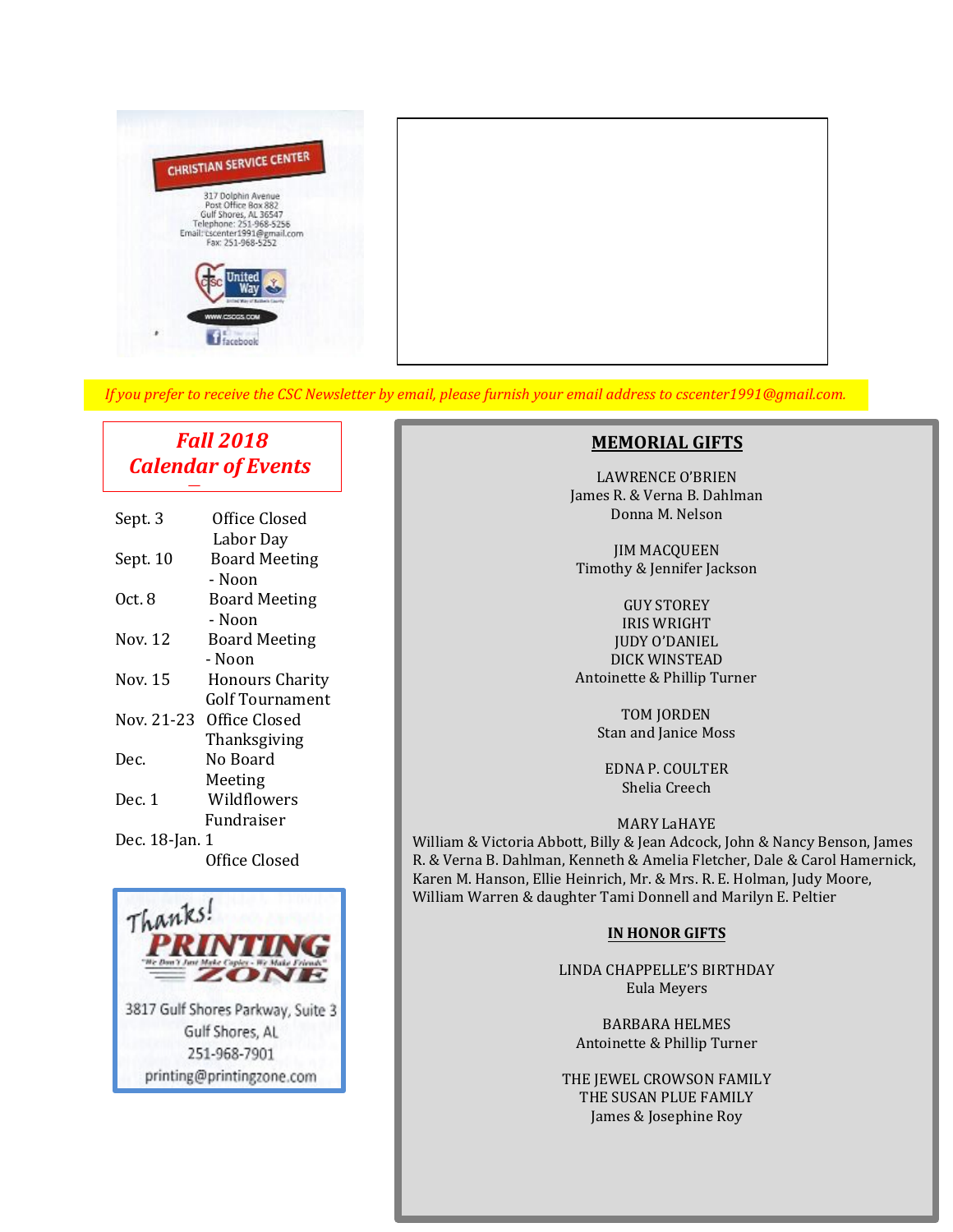CHRISTIAN SERVICE CENTER

317 Dolphin Avenue
Post Office Box 882
Gulf Shores, AL 36547
Telephone: 251-968-5256
Email: cscenter1991@gmail.com
Fax: 251-968-5252

WWW.CSCGS.COM

facebook

*If you prefer to receive the CSC Newsletter by email, please furnish your email address to cscenter1991@gmail.com.*

## *Fall 2018 Calendar of Events*

| | |
|---|---|
| Sept. 3 | Office Closed Labor Day |
| Sept. 10 | Board Meeting - Noon |
| Oct. 8 | Board Meeting - Noon |
| Nov. 12 | Board Meeting - Noon |
| Nov. 15 | Honours Charity Golf Tournament |
| Nov. 21-23 | Office Closed Thanksgiving |
| Dec. | No Board Meeting |
| Dec. 1 | Wildflowers Fundraiser |
| Dec. 18-Jan. 1 | Office Closed |

Thanks! PRINTING ZONE
"We Don't Just Make Copies - We Make Friends"
3817 Gulf Shores Parkway, Suite 3
Gulf Shores, AL
251-968-7901
printing@printingzone.com

## MEMORIAL GIFTS

LAWRENCE O'BRIEN
James R. & Verna B. Dahlman
Donna M. Nelson

JIM MACQUEEN
Timothy & Jennifer Jackson

GUY STOREY
IRIS WRIGHT
JUDY O'DANIEL
DICK WINSTEAD
Antoinette & Phillip Turner

TOM JORDEN
Stan and Janice Moss

EDNA P. COULTER
Shelia Creech

MARY LaHAYE
William & Victoria Abbott, Billy & Jean Adcock, John & Nancy Benson, James R. & Verna B. Dahlman, Kenneth & Amelia Fletcher, Dale & Carol Hamernick, Karen M. Hanson, Ellie Heinrich, Mr. & Mrs. R. E. Holman, Judy Moore, William Warren & daughter Tami Donnell and Marilyn E. Peltier

## IN HONOR GIFTS

LINDA CHAPPELLE'S BIRTHDAY
Eula Meyers

BARBARA HELMES
Antoinette & Phillip Turner

THE JEWEL CROWSON FAMILY
THE SUSAN PLUE FAMILY
James & Josephine Roy